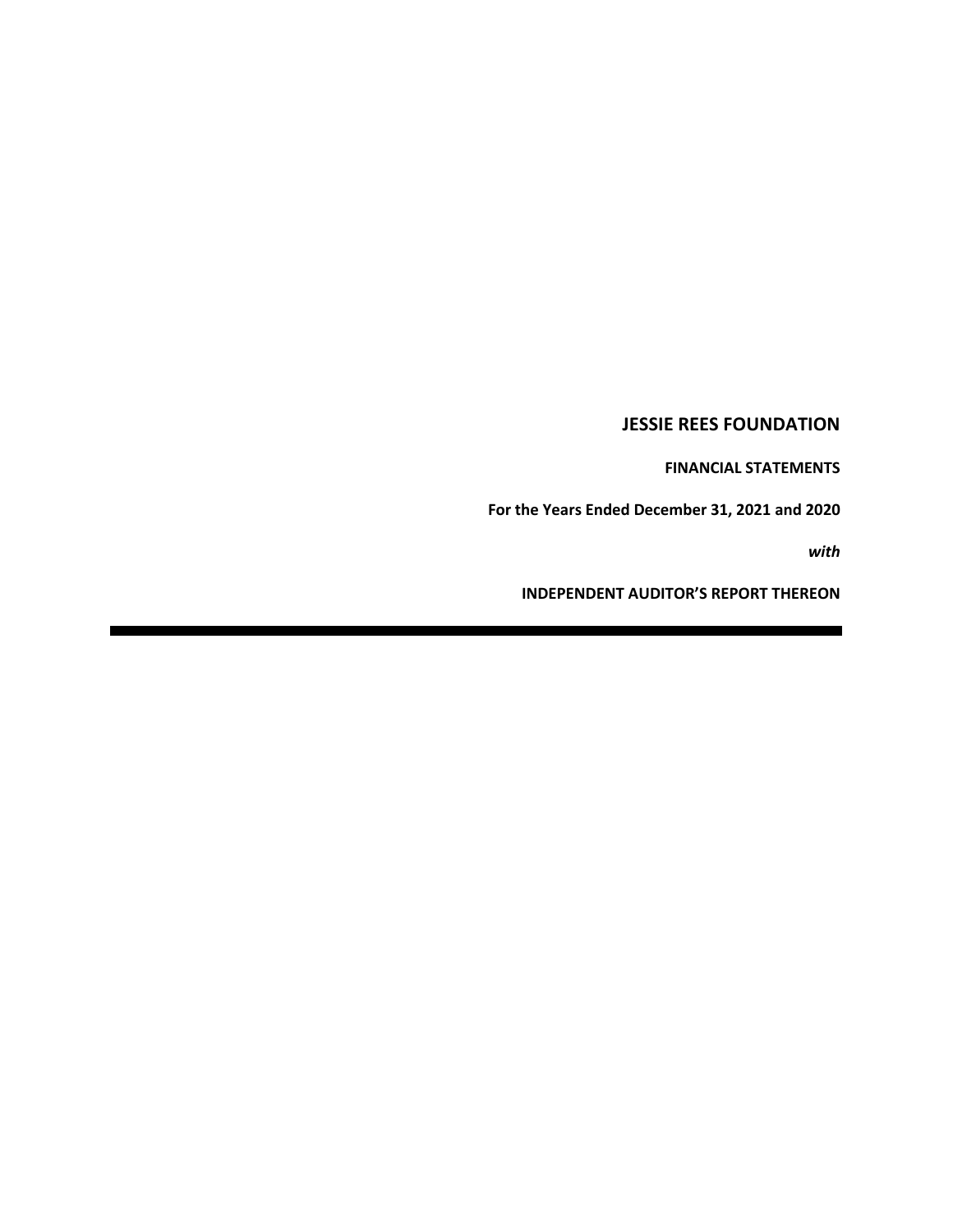# JESSIE REES FOUNDATION

**FINANCIAL STATEMENTS**

**For the Years Ended December 31, 2021 and 2020**

***with***

**INDEPENDENT AUDITOR'S REPORT THEREON**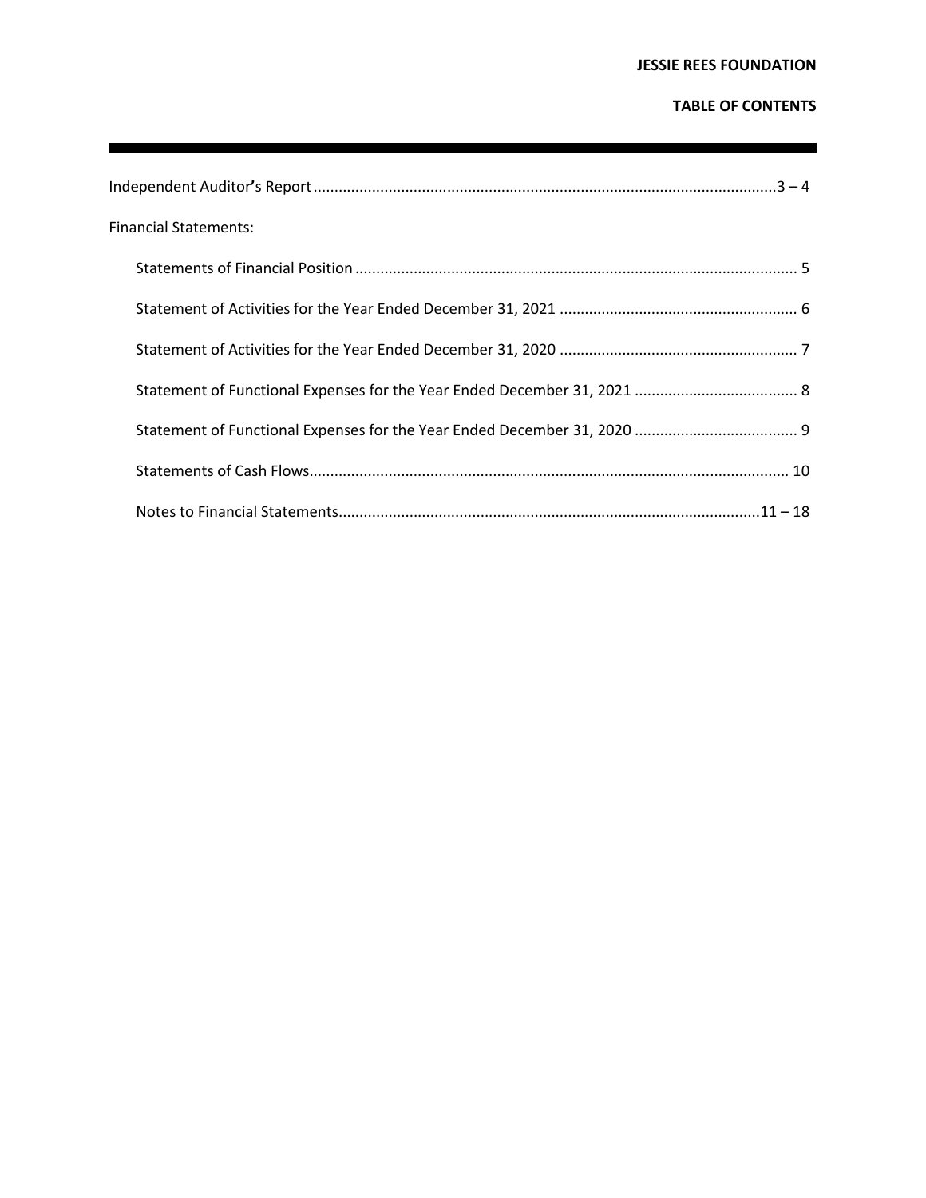# JESSIE REES FOUNDATION

## TABLE OF CONTENTS

Independent Auditor's Report ........................................................................................................... 3 – 4

Financial Statements:

- Statements of Financial Position ........................................................................................................ 5
- Statement of Activities for the Year Ended December 31, 2021 ........................................................ 6
- Statement of Activities for the Year Ended December 31, 2020 ........................................................ 7
- Statement of Functional Expenses for the Year Ended December 31, 2021 ...................................... 8
- Statement of Functional Expenses for the Year Ended December 31, 2020 ...................................... 9
- Statements of Cash Flows................................................................................................................ 10
- Notes to Financial Statements................................................................................................... 11 – 18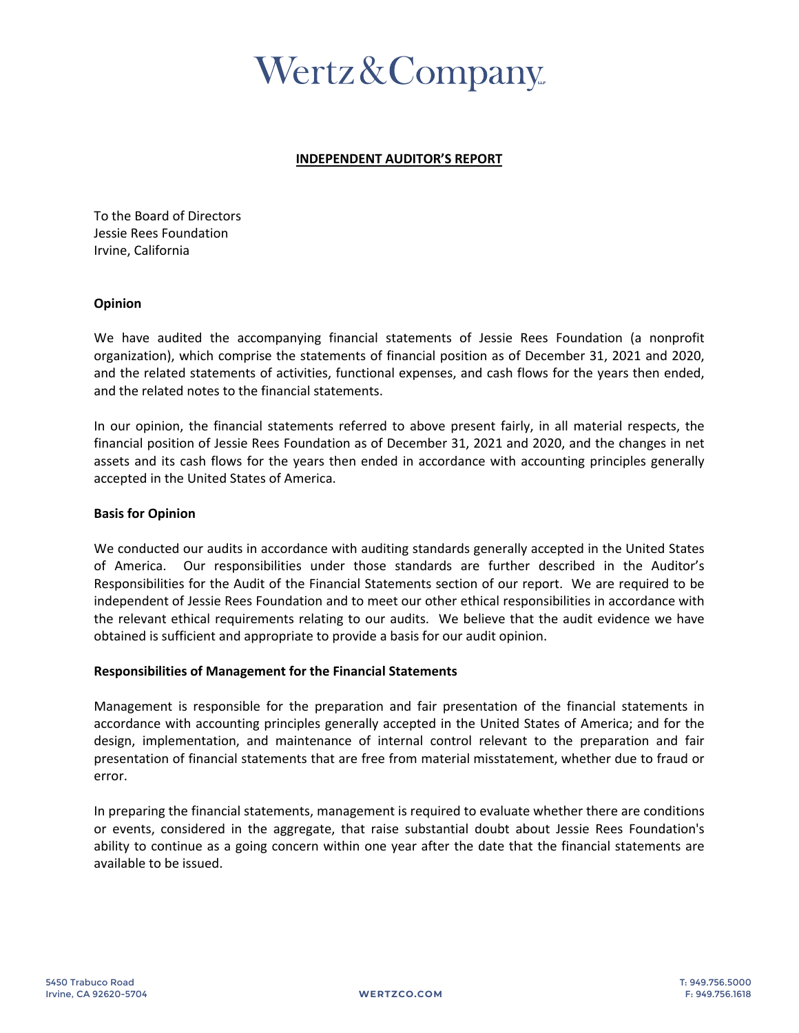# Wertz & Company

## INDEPENDENT AUDITOR'S REPORT

To the Board of Directors
Jessie Rees Foundation
Irvine, California

### Opinion

We have audited the accompanying financial statements of Jessie Rees Foundation (a nonprofit organization), which comprise the statements of financial position as of December 31, 2021 and 2020, and the related statements of activities, functional expenses, and cash flows for the years then ended, and the related notes to the financial statements.

In our opinion, the financial statements referred to above present fairly, in all material respects, the financial position of Jessie Rees Foundation as of December 31, 2021 and 2020, and the changes in net assets and its cash flows for the years then ended in accordance with accounting principles generally accepted in the United States of America.

### Basis for Opinion

We conducted our audits in accordance with auditing standards generally accepted in the United States of America. Our responsibilities under those standards are further described in the Auditor's Responsibilities for the Audit of the Financial Statements section of our report. We are required to be independent of Jessie Rees Foundation and to meet our other ethical responsibilities in accordance with the relevant ethical requirements relating to our audits. We believe that the audit evidence we have obtained is sufficient and appropriate to provide a basis for our audit opinion.

### Responsibilities of Management for the Financial Statements

Management is responsible for the preparation and fair presentation of the financial statements in accordance with accounting principles generally accepted in the United States of America; and for the design, implementation, and maintenance of internal control relevant to the preparation and fair presentation of financial statements that are free from material misstatement, whether due to fraud or error.

In preparing the financial statements, management is required to evaluate whether there are conditions or events, considered in the aggregate, that raise substantial doubt about Jessie Rees Foundation's ability to continue as a going concern within one year after the date that the financial statements are available to be issued.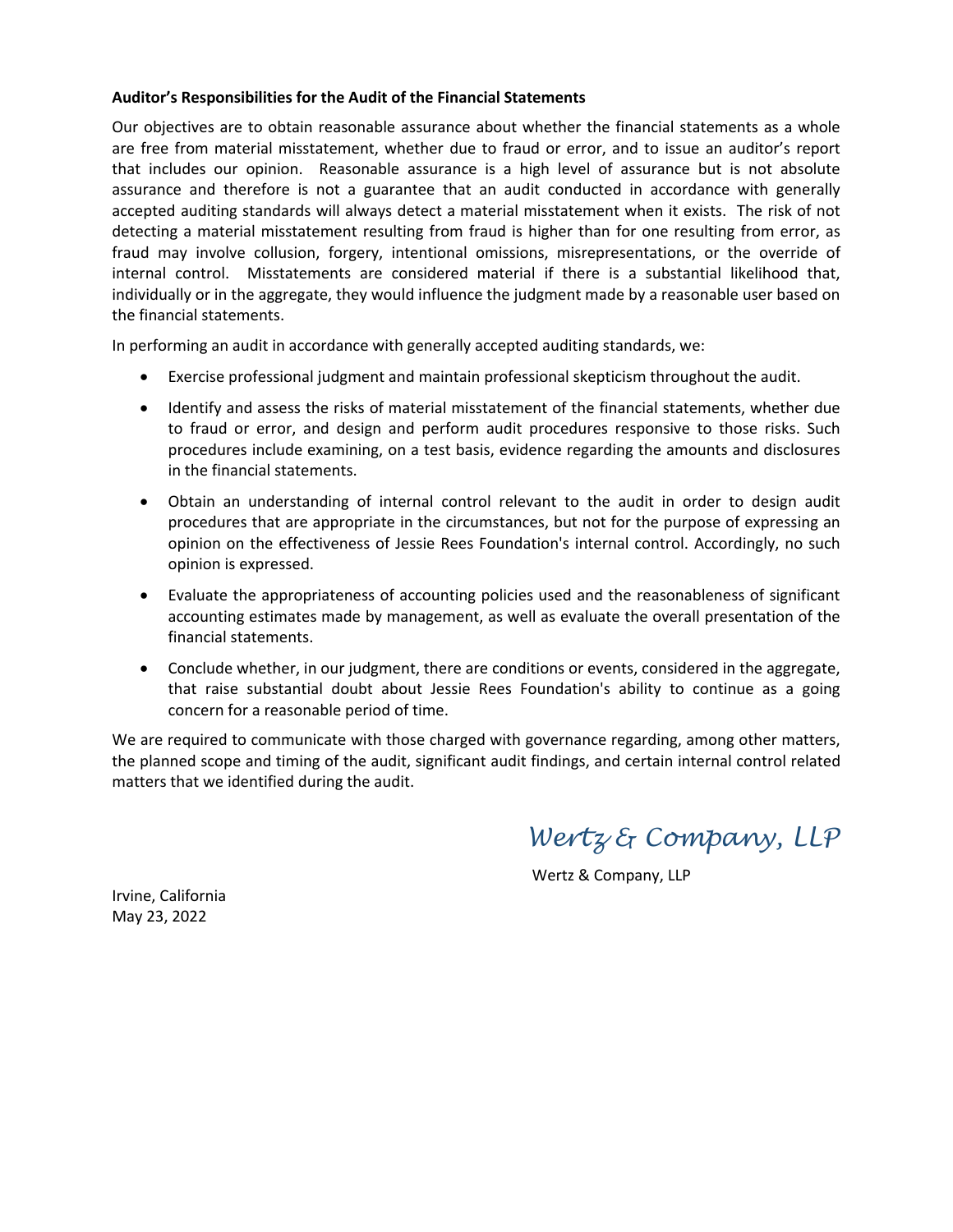**Auditor's Responsibilities for the Audit of the Financial Statements**

Our objectives are to obtain reasonable assurance about whether the financial statements as a whole are free from material misstatement, whether due to fraud or error, and to issue an auditor's report that includes our opinion. Reasonable assurance is a high level of assurance but is not absolute assurance and therefore is not a guarantee that an audit conducted in accordance with generally accepted auditing standards will always detect a material misstatement when it exists. The risk of not detecting a material misstatement resulting from fraud is higher than for one resulting from error, as fraud may involve collusion, forgery, intentional omissions, misrepresentations, or the override of internal control. Misstatements are considered material if there is a substantial likelihood that, individually or in the aggregate, they would influence the judgment made by a reasonable user based on the financial statements.

In performing an audit in accordance with generally accepted auditing standards, we:

- Exercise professional judgment and maintain professional skepticism throughout the audit.
- Identify and assess the risks of material misstatement of the financial statements, whether due to fraud or error, and design and perform audit procedures responsive to those risks. Such procedures include examining, on a test basis, evidence regarding the amounts and disclosures in the financial statements.
- Obtain an understanding of internal control relevant to the audit in order to design audit procedures that are appropriate in the circumstances, but not for the purpose of expressing an opinion on the effectiveness of Jessie Rees Foundation's internal control. Accordingly, no such opinion is expressed.
- Evaluate the appropriateness of accounting policies used and the reasonableness of significant accounting estimates made by management, as well as evaluate the overall presentation of the financial statements.
- Conclude whether, in our judgment, there are conditions or events, considered in the aggregate, that raise substantial doubt about Jessie Rees Foundation's ability to continue as a going concern for a reasonable period of time.

We are required to communicate with those charged with governance regarding, among other matters, the planned scope and timing of the audit, significant audit findings, and certain internal control related matters that we identified during the audit.

*Wertz & Company, LLP*

Wertz & Company, LLP

Irvine, California
May 23, 2022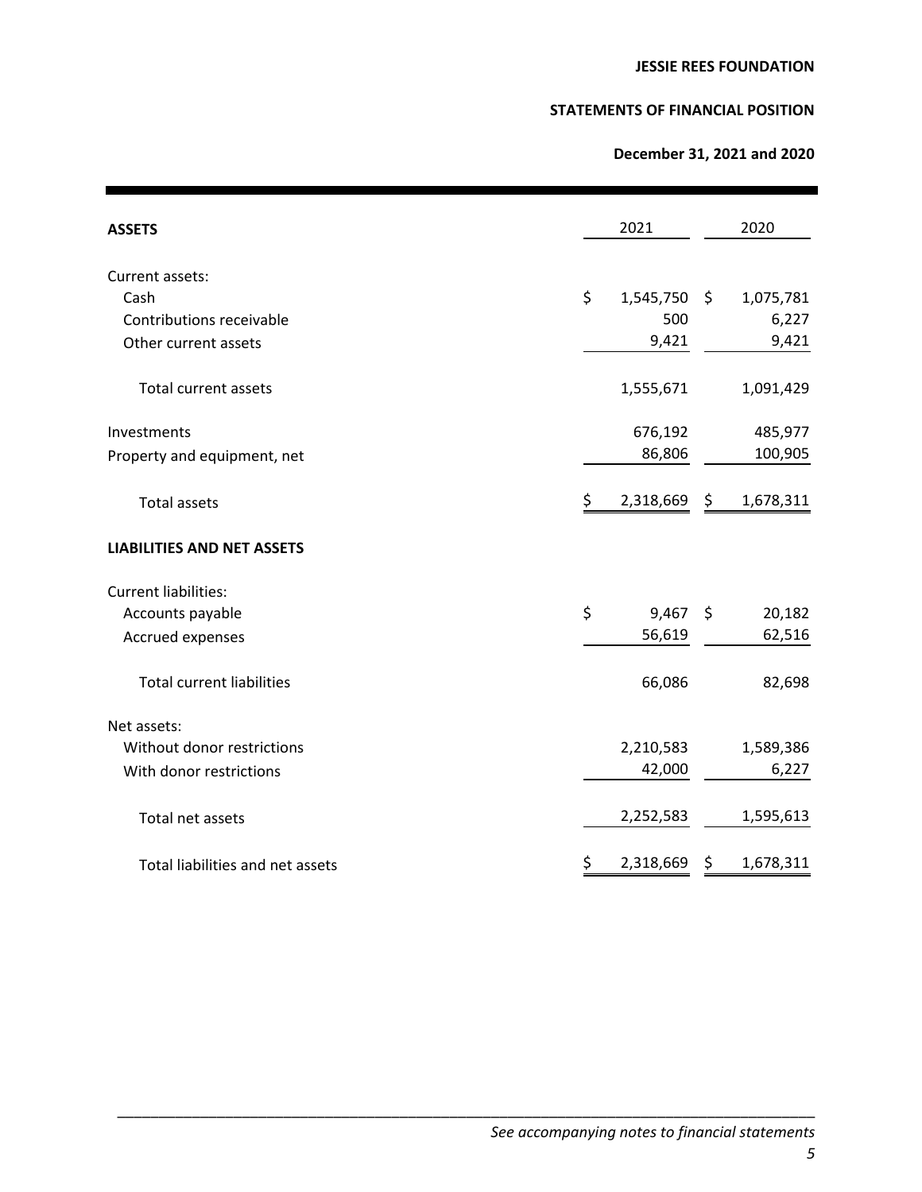# JESSIE REES FOUNDATION

## STATEMENTS OF FINANCIAL POSITION

### December 31, 2021 and 2020

| **ASSETS** | 2021 | 2020 |
|---|---|---|
| Current assets: | | |
| Cash | $ 1,545,750 | $ 1,075,781 |
| Contributions receivable | 500 | 6,227 |
| Other current assets | 9,421 | 9,421 |
| Total current assets | 1,555,671 | 1,091,429 |
| Investments | 676,192 | 485,977 |
| Property and equipment, net | 86,806 | 100,905 |
| Total assets | $ 2,318,669 | $ 1,678,311 |
| **LIABILITIES AND NET ASSETS** | | |
| Current liabilities: | | |
| Accounts payable | $ 9,467 | $ 20,182 |
| Accrued expenses | 56,619 | 62,516 |
| Total current liabilities | 66,086 | 82,698 |
| Net assets: | | |
| Without donor restrictions | 2,210,583 | 1,589,386 |
| With donor restrictions | 42,000 | 6,227 |
| Total net assets | 2,252,583 | 1,595,613 |
| Total liabilities and net assets | $ 2,318,669 | $ 1,678,311 |

*See accompanying notes to financial statements*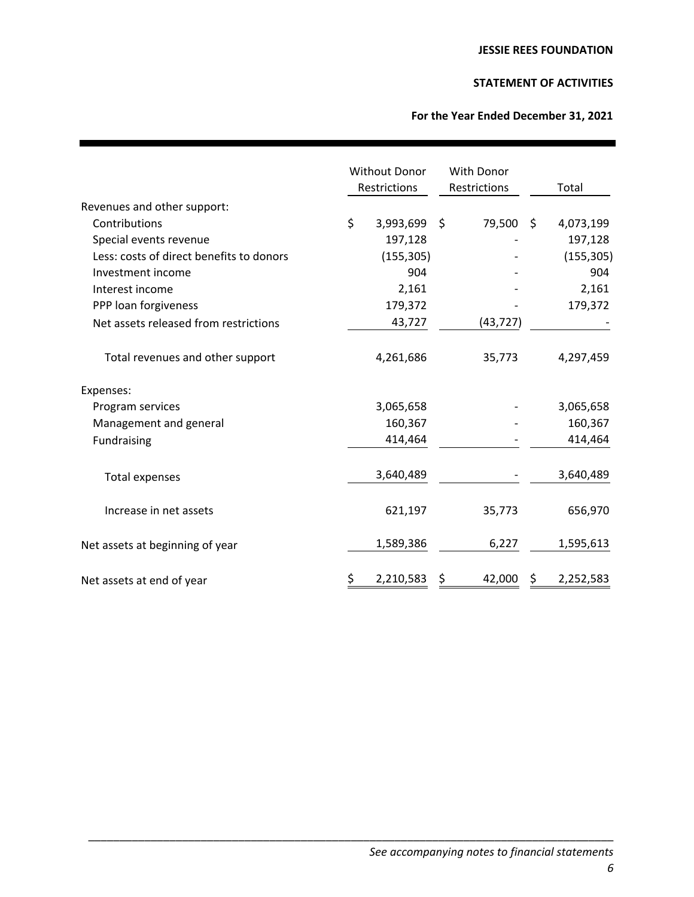**JESSIE REES FOUNDATION**

**STATEMENT OF ACTIVITIES**

**For the Year Ended December 31, 2021**

| | Without Donor Restrictions | With Donor Restrictions | Total |
|---|---|---|---|
| Revenues and other support: | | | |
| Contributions | $ 3,993,699 | $ 79,500 | $ 4,073,199 |
| Special events revenue | 197,128 | - | 197,128 |
| Less: costs of direct benefits to donors | (155,305) | - | (155,305) |
| Investment income | 904 | - | 904 |
| Interest income | 2,161 | - | 2,161 |
| PPP loan forgiveness | 179,372 | - | 179,372 |
| Net assets released from restrictions | 43,727 | (43,727) | - |
| Total revenues and other support | 4,261,686 | 35,773 | 4,297,459 |
| Expenses: | | | |
| Program services | 3,065,658 | - | 3,065,658 |
| Management and general | 160,367 | - | 160,367 |
| Fundraising | 414,464 | - | 414,464 |
| Total expenses | 3,640,489 | - | 3,640,489 |
| Increase in net assets | 621,197 | 35,773 | 656,970 |
| Net assets at beginning of year | 1,589,386 | 6,227 | 1,595,613 |
| Net assets at end of year | $ 2,210,583 | $ 42,000 | $ 2,252,583 |

*See accompanying notes to financial statements*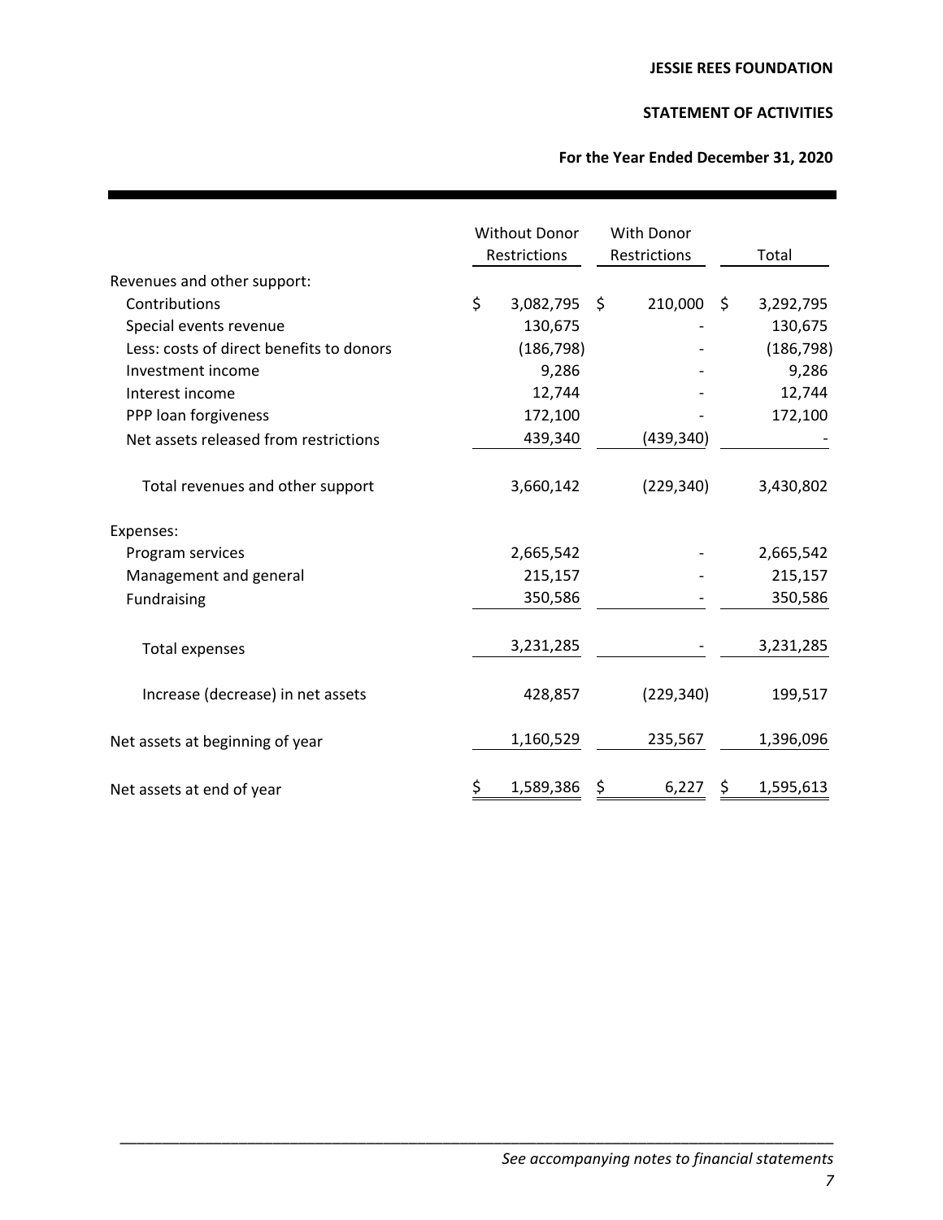**JESSIE REES FOUNDATION**

**STATEMENT OF ACTIVITIES**

**For the Year Ended December 31, 2020**

| | Without Donor Restrictions | With Donor Restrictions | Total |
|---|---|---|---|
| Revenues and other support: | | | |
| Contributions | $ 3,082,795 | $ 210,000 | $ 3,292,795 |
| Special events revenue | 130,675 | - | 130,675 |
| Less: costs of direct benefits to donors | (186,798) | - | (186,798) |
| Investment income | 9,286 | - | 9,286 |
| Interest income | 12,744 | - | 12,744 |
| PPP loan forgiveness | 172,100 | - | 172,100 |
| Net assets released from restrictions | 439,340 | (439,340) | - |
| Total revenues and other support | 3,660,142 | (229,340) | 3,430,802 |
| Expenses: | | | |
| Program services | 2,665,542 | - | 2,665,542 |
| Management and general | 215,157 | - | 215,157 |
| Fundraising | 350,586 | - | 350,586 |
| Total expenses | 3,231,285 | - | 3,231,285 |
| Increase (decrease) in net assets | 428,857 | (229,340) | 199,517 |
| Net assets at beginning of year | 1,160,529 | 235,567 | 1,396,096 |
| Net assets at end of year | $ 1,589,386 | $ 6,227 | $ 1,595,613 |

*See accompanying notes to financial statements*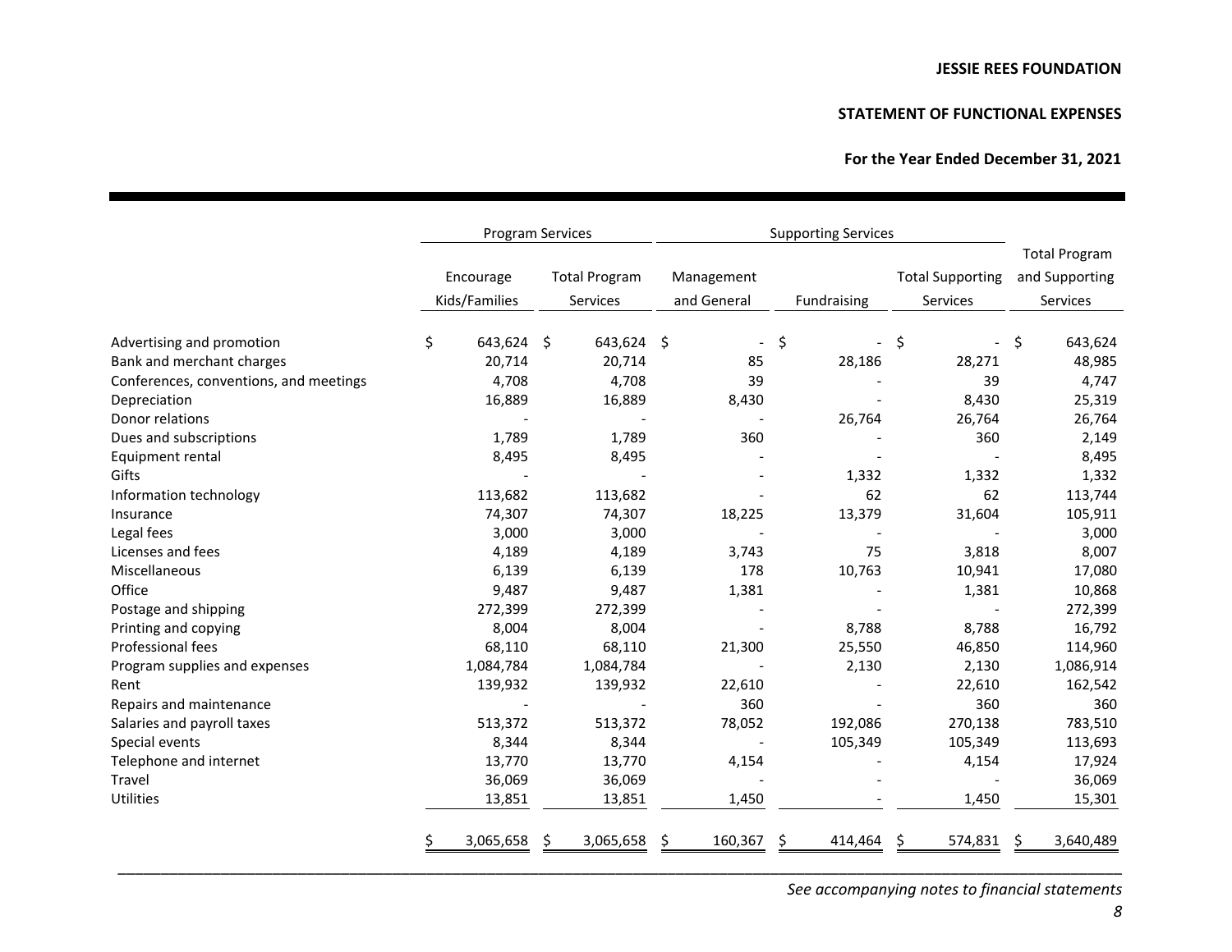**JESSIE REES FOUNDATION**

**STATEMENT OF FUNCTIONAL EXPENSES**

**For the Year Ended December 31, 2021**

| | Program Services | | Supporting Services | | | |
|---|---|---|---|---|---|---|
| | Encourage Kids/Families | Total Program Services | Management and General | Fundraising | Total Supporting Services | Total Program and Supporting Services |
| Advertising and promotion | $ 643,624 | $ 643,624 | $ - | $ - | $ - | $ 643,624 |
| Bank and merchant charges | 20,714 | 20,714 | 85 | 28,186 | 28,271 | 48,985 |
| Conferences, conventions, and meetings | 4,708 | 4,708 | 39 | - | 39 | 4,747 |
| Depreciation | 16,889 | 16,889 | 8,430 | - | 8,430 | 25,319 |
| Donor relations | - | - | - | 26,764 | 26,764 | 26,764 |
| Dues and subscriptions | 1,789 | 1,789 | 360 | - | 360 | 2,149 |
| Equipment rental | 8,495 | 8,495 | - | - | - | 8,495 |
| Gifts | - | - | - | 1,332 | 1,332 | 1,332 |
| Information technology | 113,682 | 113,682 | - | 62 | 62 | 113,744 |
| Insurance | 74,307 | 74,307 | 18,225 | 13,379 | 31,604 | 105,911 |
| Legal fees | 3,000 | 3,000 | - | - | - | 3,000 |
| Licenses and fees | 4,189 | 4,189 | 3,743 | 75 | 3,818 | 8,007 |
| Miscellaneous | 6,139 | 6,139 | 178 | 10,763 | 10,941 | 17,080 |
| Office | 9,487 | 9,487 | 1,381 | - | 1,381 | 10,868 |
| Postage and shipping | 272,399 | 272,399 | - | - | - | 272,399 |
| Printing and copying | 8,004 | 8,004 | - | 8,788 | 8,788 | 16,792 |
| Professional fees | 68,110 | 68,110 | 21,300 | 25,550 | 46,850 | 114,960 |
| Program supplies and expenses | 1,084,784 | 1,084,784 | - | 2,130 | 2,130 | 1,086,914 |
| Rent | 139,932 | 139,932 | 22,610 | - | 22,610 | 162,542 |
| Repairs and maintenance | - | - | 360 | - | 360 | 360 |
| Salaries and payroll taxes | 513,372 | 513,372 | 78,052 | 192,086 | 270,138 | 783,510 |
| Special events | 8,344 | 8,344 | - | 105,349 | 105,349 | 113,693 |
| Telephone and internet | 13,770 | 13,770 | 4,154 | - | 4,154 | 17,924 |
| Travel | 36,069 | 36,069 | - | - | - | 36,069 |
| Utilities | 13,851 | 13,851 | 1,450 | - | 1,450 | 15,301 |
| | $ 3,065,658 | $ 3,065,658 | $ 160,367 | $ 414,464 | $ 574,831 | $ 3,640,489 |

*See accompanying notes to financial statements*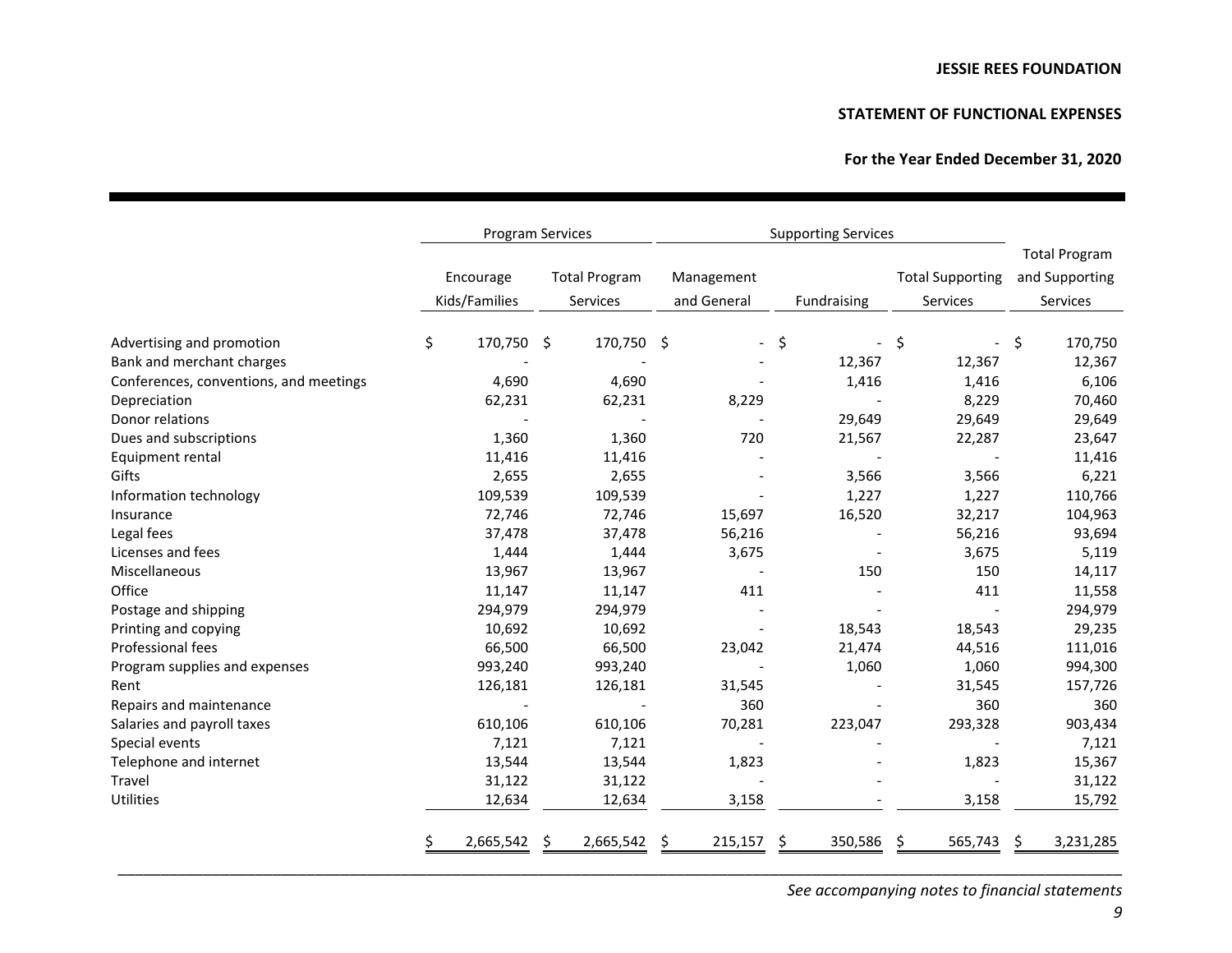**JESSIE REES FOUNDATION**

**STATEMENT OF FUNCTIONAL EXPENSES**

**For the Year Ended December 31, 2020**

| | Program Services | | Supporting Services | | | |
|---|---|---|---|---|---|---|
| | Encourage Kids/Families | Total Program Services | Management and General | Fundraising | Total Supporting Services | Total Program and Supporting Services |
| Advertising and promotion | $ 170,750 | $ 170,750 | $ - | $ - | $ - | $ 170,750 |
| Bank and merchant charges | - | - | - | 12,367 | 12,367 | 12,367 |
| Conferences, conventions, and meetings | 4,690 | 4,690 | - | 1,416 | 1,416 | 6,106 |
| Depreciation | 62,231 | 62,231 | 8,229 | - | 8,229 | 70,460 |
| Donor relations | - | - | - | 29,649 | 29,649 | 29,649 |
| Dues and subscriptions | 1,360 | 1,360 | 720 | 21,567 | 22,287 | 23,647 |
| Equipment rental | 11,416 | 11,416 | - | - | - | 11,416 |
| Gifts | 2,655 | 2,655 | - | 3,566 | 3,566 | 6,221 |
| Information technology | 109,539 | 109,539 | - | 1,227 | 1,227 | 110,766 |
| Insurance | 72,746 | 72,746 | 15,697 | 16,520 | 32,217 | 104,963 |
| Legal fees | 37,478 | 37,478 | 56,216 | - | 56,216 | 93,694 |
| Licenses and fees | 1,444 | 1,444 | 3,675 | - | 3,675 | 5,119 |
| Miscellaneous | 13,967 | 13,967 | - | 150 | 150 | 14,117 |
| Office | 11,147 | 11,147 | 411 | - | 411 | 11,558 |
| Postage and shipping | 294,979 | 294,979 | - | - | - | 294,979 |
| Printing and copying | 10,692 | 10,692 | - | 18,543 | 18,543 | 29,235 |
| Professional fees | 66,500 | 66,500 | 23,042 | 21,474 | 44,516 | 111,016 |
| Program supplies and expenses | 993,240 | 993,240 | - | 1,060 | 1,060 | 994,300 |
| Rent | 126,181 | 126,181 | 31,545 | - | 31,545 | 157,726 |
| Repairs and maintenance | - | - | 360 | - | 360 | 360 |
| Salaries and payroll taxes | 610,106 | 610,106 | 70,281 | 223,047 | 293,328 | 903,434 |
| Special events | 7,121 | 7,121 | - | - | - | 7,121 |
| Telephone and internet | 13,544 | 13,544 | 1,823 | - | 1,823 | 15,367 |
| Travel | 31,122 | 31,122 | - | - | - | 31,122 |
| Utilities | 12,634 | 12,634 | 3,158 | - | 3,158 | 15,792 |
| | $ 2,665,542 | $ 2,665,542 | $ 215,157 | $ 350,586 | $ 565,743 | $ 3,231,285 |

*See accompanying notes to financial statements*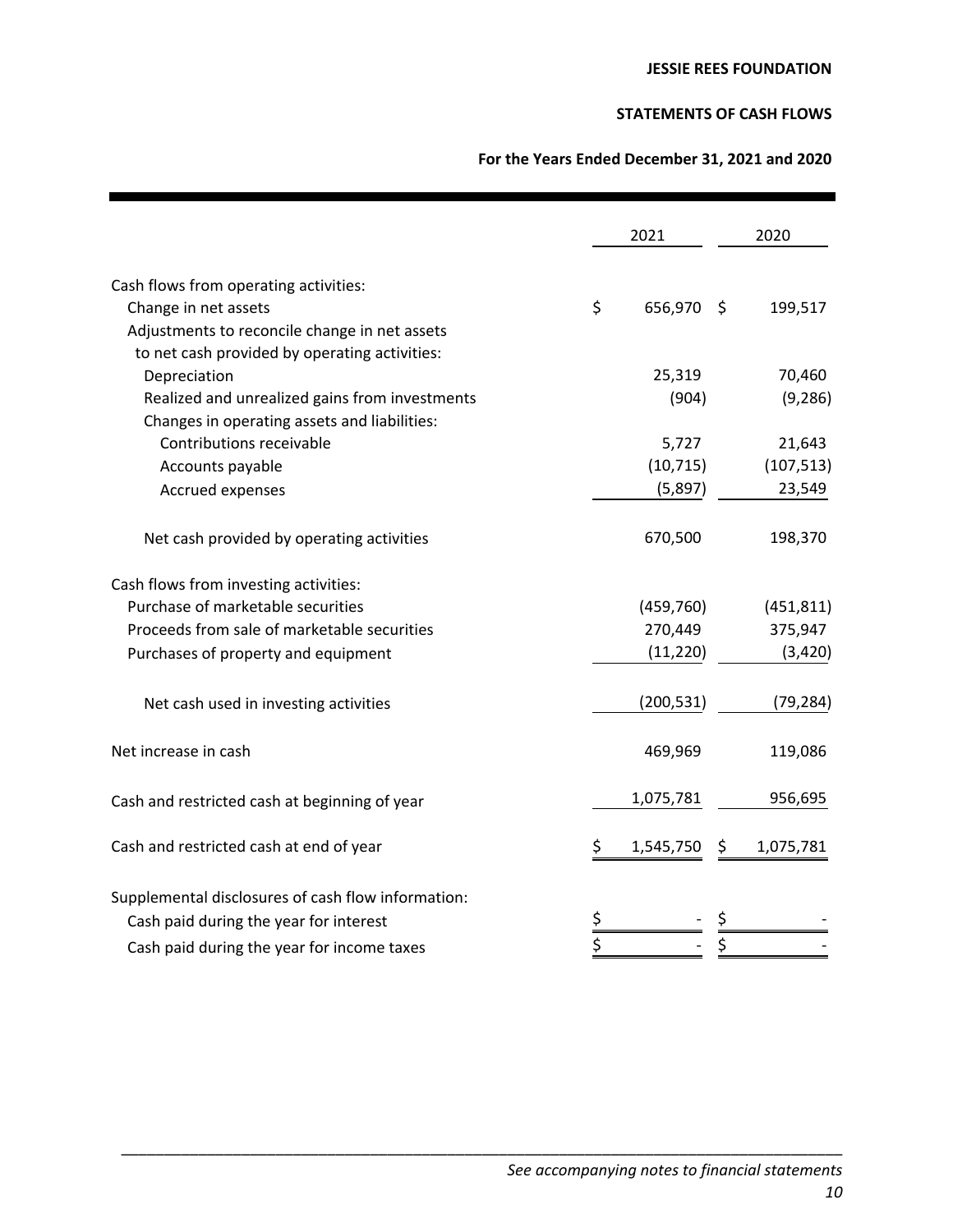**JESSIE REES FOUNDATION**

**STATEMENTS OF CASH FLOWS**

**For the Years Ended December 31, 2021 and 2020**

| | 2021 | 2020 |
|---|---|---|
| Cash flows from operating activities: | | |
| Change in net assets | $ 656,970 | $ 199,517 |
| Adjustments to reconcile change in net assets to net cash provided by operating activities: | | |
| Depreciation | 25,319 | 70,460 |
| Realized and unrealized gains from investments | (904) | (9,286) |
| Changes in operating assets and liabilities: | | |
| Contributions receivable | 5,727 | 21,643 |
| Accounts payable | (10,715) | (107,513) |
| Accrued expenses | (5,897) | 23,549 |
| Net cash provided by operating activities | 670,500 | 198,370 |
| Cash flows from investing activities: | | |
| Purchase of marketable securities | (459,760) | (451,811) |
| Proceeds from sale of marketable securities | 270,449 | 375,947 |
| Purchases of property and equipment | (11,220) | (3,420) |
| Net cash used in investing activities | (200,531) | (79,284) |
| Net increase in cash | 469,969 | 119,086 |
| Cash and restricted cash at beginning of year | 1,075,781 | 956,695 |
| Cash and restricted cash at end of year | $ 1,545,750 | $ 1,075,781 |
| Supplemental disclosures of cash flow information: | | |
| Cash paid during the year for interest | $ - | $ - |
| Cash paid during the year for income taxes | $ - | $ - |

*See accompanying notes to financial statements*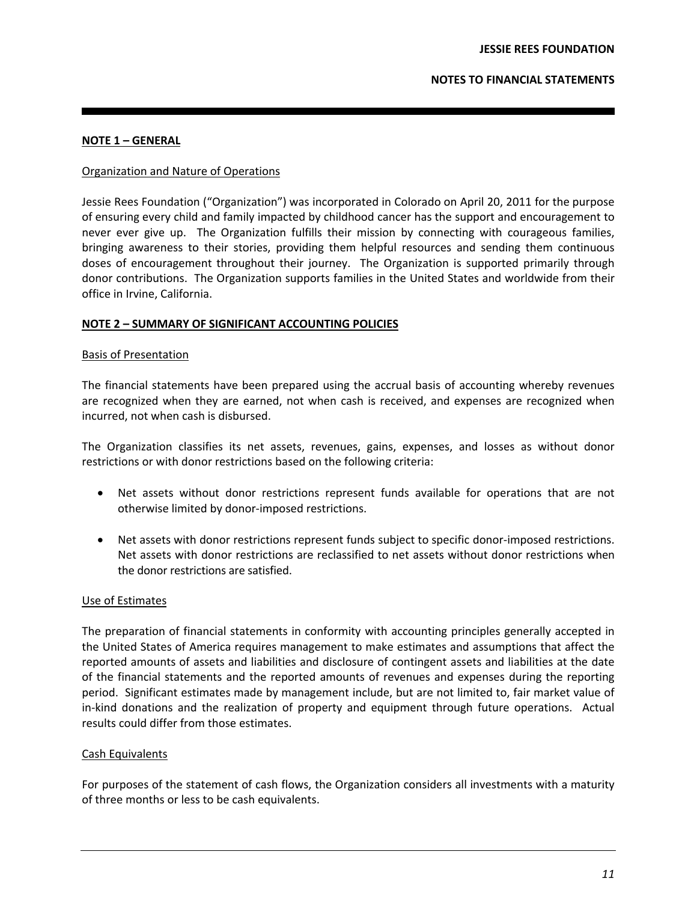## NOTE 1 – GENERAL

Organization and Nature of Operations

Jessie Rees Foundation ("Organization") was incorporated in Colorado on April 20, 2011 for the purpose of ensuring every child and family impacted by childhood cancer has the support and encouragement to never ever give up. The Organization fulfills their mission by connecting with courageous families, bringing awareness to their stories, providing them helpful resources and sending them continuous doses of encouragement throughout their journey. The Organization is supported primarily through donor contributions. The Organization supports families in the United States and worldwide from their office in Irvine, California.

## NOTE 2 – SUMMARY OF SIGNIFICANT ACCOUNTING POLICIES

Basis of Presentation

The financial statements have been prepared using the accrual basis of accounting whereby revenues are recognized when they are earned, not when cash is received, and expenses are recognized when incurred, not when cash is disbursed.

The Organization classifies its net assets, revenues, gains, expenses, and losses as without donor restrictions or with donor restrictions based on the following criteria:

- Net assets without donor restrictions represent funds available for operations that are not otherwise limited by donor-imposed restrictions.
- Net assets with donor restrictions represent funds subject to specific donor-imposed restrictions. Net assets with donor restrictions are reclassified to net assets without donor restrictions when the donor restrictions are satisfied.

Use of Estimates

The preparation of financial statements in conformity with accounting principles generally accepted in the United States of America requires management to make estimates and assumptions that affect the reported amounts of assets and liabilities and disclosure of contingent assets and liabilities at the date of the financial statements and the reported amounts of revenues and expenses during the reporting period. Significant estimates made by management include, but are not limited to, fair market value of in-kind donations and the realization of property and equipment through future operations. Actual results could differ from those estimates.

Cash Equivalents

For purposes of the statement of cash flows, the Organization considers all investments with a maturity of three months or less to be cash equivalents.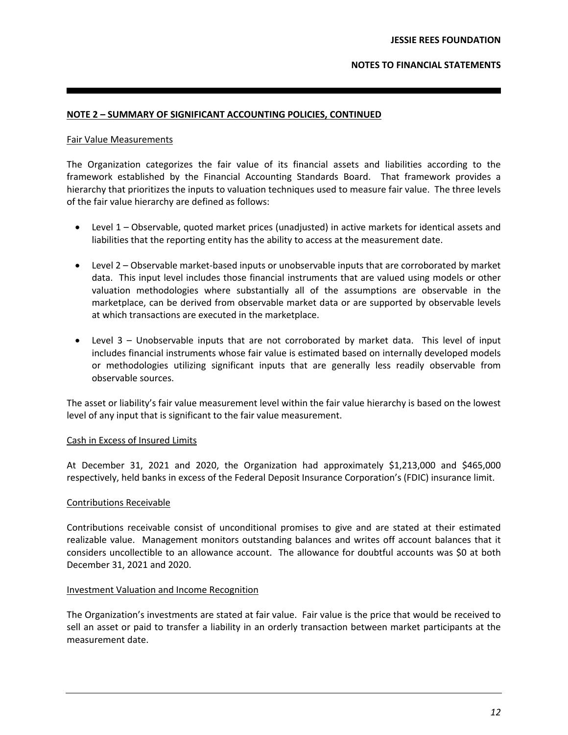## NOTE 2 – SUMMARY OF SIGNIFICANT ACCOUNTING POLICIES, CONTINUED

### Fair Value Measurements

The Organization categorizes the fair value of its financial assets and liabilities according to the framework established by the Financial Accounting Standards Board. That framework provides a hierarchy that prioritizes the inputs to valuation techniques used to measure fair value. The three levels of the fair value hierarchy are defined as follows:

- Level 1 – Observable, quoted market prices (unadjusted) in active markets for identical assets and liabilities that the reporting entity has the ability to access at the measurement date.
- Level 2 – Observable market-based inputs or unobservable inputs that are corroborated by market data. This input level includes those financial instruments that are valued using models or other valuation methodologies where substantially all of the assumptions are observable in the marketplace, can be derived from observable market data or are supported by observable levels at which transactions are executed in the marketplace.
- Level 3 – Unobservable inputs that are not corroborated by market data. This level of input includes financial instruments whose fair value is estimated based on internally developed models or methodologies utilizing significant inputs that are generally less readily observable from observable sources.

The asset or liability's fair value measurement level within the fair value hierarchy is based on the lowest level of any input that is significant to the fair value measurement.

### Cash in Excess of Insured Limits

At December 31, 2021 and 2020, the Organization had approximately $1,213,000 and $465,000 respectively, held banks in excess of the Federal Deposit Insurance Corporation's (FDIC) insurance limit.

### Contributions Receivable

Contributions receivable consist of unconditional promises to give and are stated at their estimated realizable value. Management monitors outstanding balances and writes off account balances that it considers uncollectible to an allowance account. The allowance for doubtful accounts was $0 at both December 31, 2021 and 2020.

### Investment Valuation and Income Recognition

The Organization's investments are stated at fair value. Fair value is the price that would be received to sell an asset or paid to transfer a liability in an orderly transaction between market participants at the measurement date.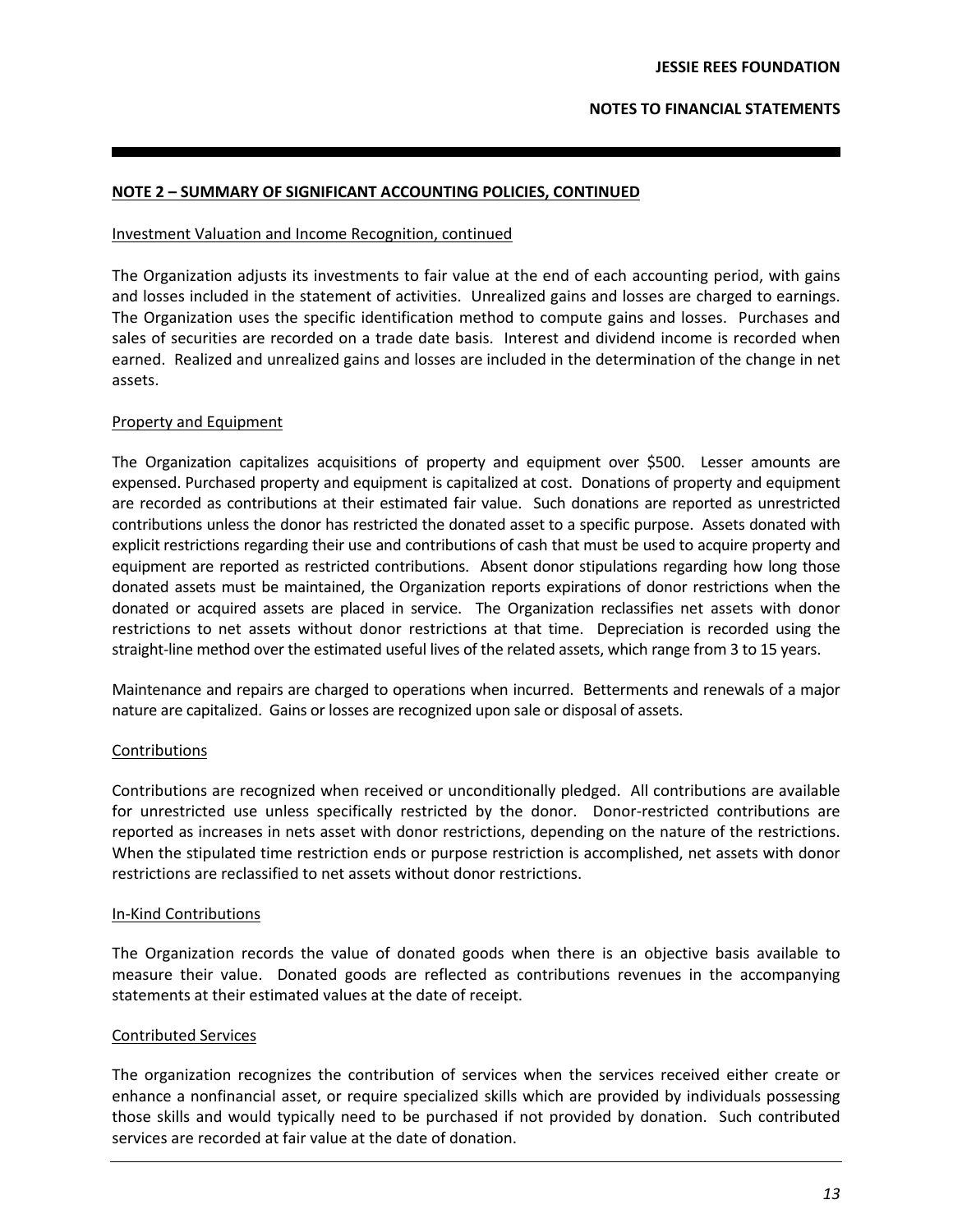## NOTE 2 – SUMMARY OF SIGNIFICANT ACCOUNTING POLICIES, CONTINUED

### Investment Valuation and Income Recognition, continued

The Organization adjusts its investments to fair value at the end of each accounting period, with gains and losses included in the statement of activities. Unrealized gains and losses are charged to earnings. The Organization uses the specific identification method to compute gains and losses. Purchases and sales of securities are recorded on a trade date basis. Interest and dividend income is recorded when earned. Realized and unrealized gains and losses are included in the determination of the change in net assets.

### Property and Equipment

The Organization capitalizes acquisitions of property and equipment over $500. Lesser amounts are expensed. Purchased property and equipment is capitalized at cost. Donations of property and equipment are recorded as contributions at their estimated fair value. Such donations are reported as unrestricted contributions unless the donor has restricted the donated asset to a specific purpose. Assets donated with explicit restrictions regarding their use and contributions of cash that must be used to acquire property and equipment are reported as restricted contributions. Absent donor stipulations regarding how long those donated assets must be maintained, the Organization reports expirations of donor restrictions when the donated or acquired assets are placed in service. The Organization reclassifies net assets with donor restrictions to net assets without donor restrictions at that time. Depreciation is recorded using the straight-line method over the estimated useful lives of the related assets, which range from 3 to 15 years.

Maintenance and repairs are charged to operations when incurred. Betterments and renewals of a major nature are capitalized. Gains or losses are recognized upon sale or disposal of assets.

### Contributions

Contributions are recognized when received or unconditionally pledged. All contributions are available for unrestricted use unless specifically restricted by the donor. Donor-restricted contributions are reported as increases in nets asset with donor restrictions, depending on the nature of the restrictions. When the stipulated time restriction ends or purpose restriction is accomplished, net assets with donor restrictions are reclassified to net assets without donor restrictions.

### In-Kind Contributions

The Organization records the value of donated goods when there is an objective basis available to measure their value. Donated goods are reflected as contributions revenues in the accompanying statements at their estimated values at the date of receipt.

### Contributed Services

The organization recognizes the contribution of services when the services received either create or enhance a nonfinancial asset, or require specialized skills which are provided by individuals possessing those skills and would typically need to be purchased if not provided by donation. Such contributed services are recorded at fair value at the date of donation.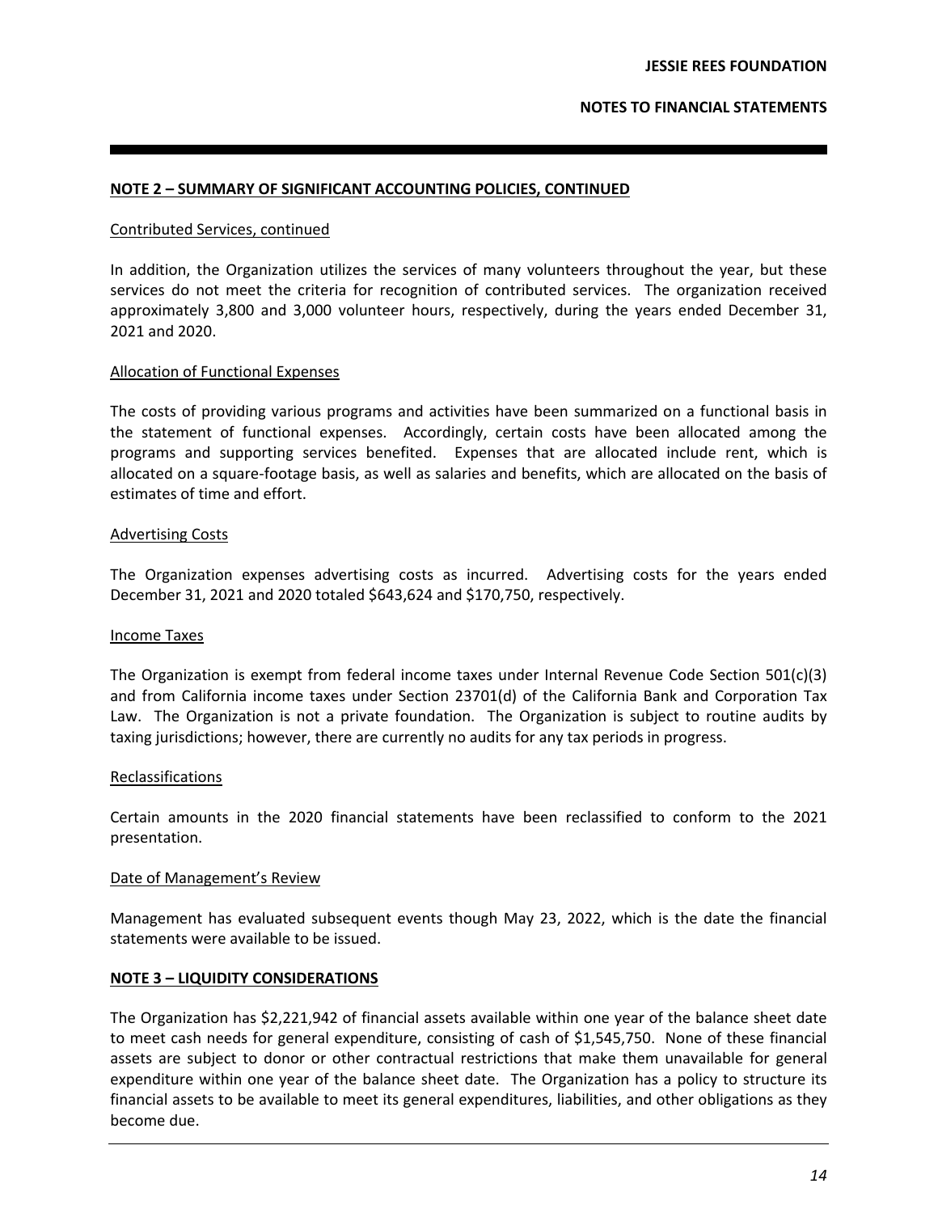## NOTE 2 – SUMMARY OF SIGNIFICANT ACCOUNTING POLICIES, CONTINUED

### Contributed Services, continued

In addition, the Organization utilizes the services of many volunteers throughout the year, but these services do not meet the criteria for recognition of contributed services. The organization received approximately 3,800 and 3,000 volunteer hours, respectively, during the years ended December 31, 2021 and 2020.

### Allocation of Functional Expenses

The costs of providing various programs and activities have been summarized on a functional basis in the statement of functional expenses. Accordingly, certain costs have been allocated among the programs and supporting services benefited. Expenses that are allocated include rent, which is allocated on a square-footage basis, as well as salaries and benefits, which are allocated on the basis of estimates of time and effort.

### Advertising Costs

The Organization expenses advertising costs as incurred. Advertising costs for the years ended December 31, 2021 and 2020 totaled $643,624 and $170,750, respectively.

### Income Taxes

The Organization is exempt from federal income taxes under Internal Revenue Code Section 501(c)(3) and from California income taxes under Section 23701(d) of the California Bank and Corporation Tax Law. The Organization is not a private foundation. The Organization is subject to routine audits by taxing jurisdictions; however, there are currently no audits for any tax periods in progress.

### Reclassifications

Certain amounts in the 2020 financial statements have been reclassified to conform to the 2021 presentation.

### Date of Management's Review

Management has evaluated subsequent events though May 23, 2022, which is the date the financial statements were available to be issued.

## NOTE 3 – LIQUIDITY CONSIDERATIONS

The Organization has $2,221,942 of financial assets available within one year of the balance sheet date to meet cash needs for general expenditure, consisting of cash of $1,545,750. None of these financial assets are subject to donor or other contractual restrictions that make them unavailable for general expenditure within one year of the balance sheet date. The Organization has a policy to structure its financial assets to be available to meet its general expenditures, liabilities, and other obligations as they become due.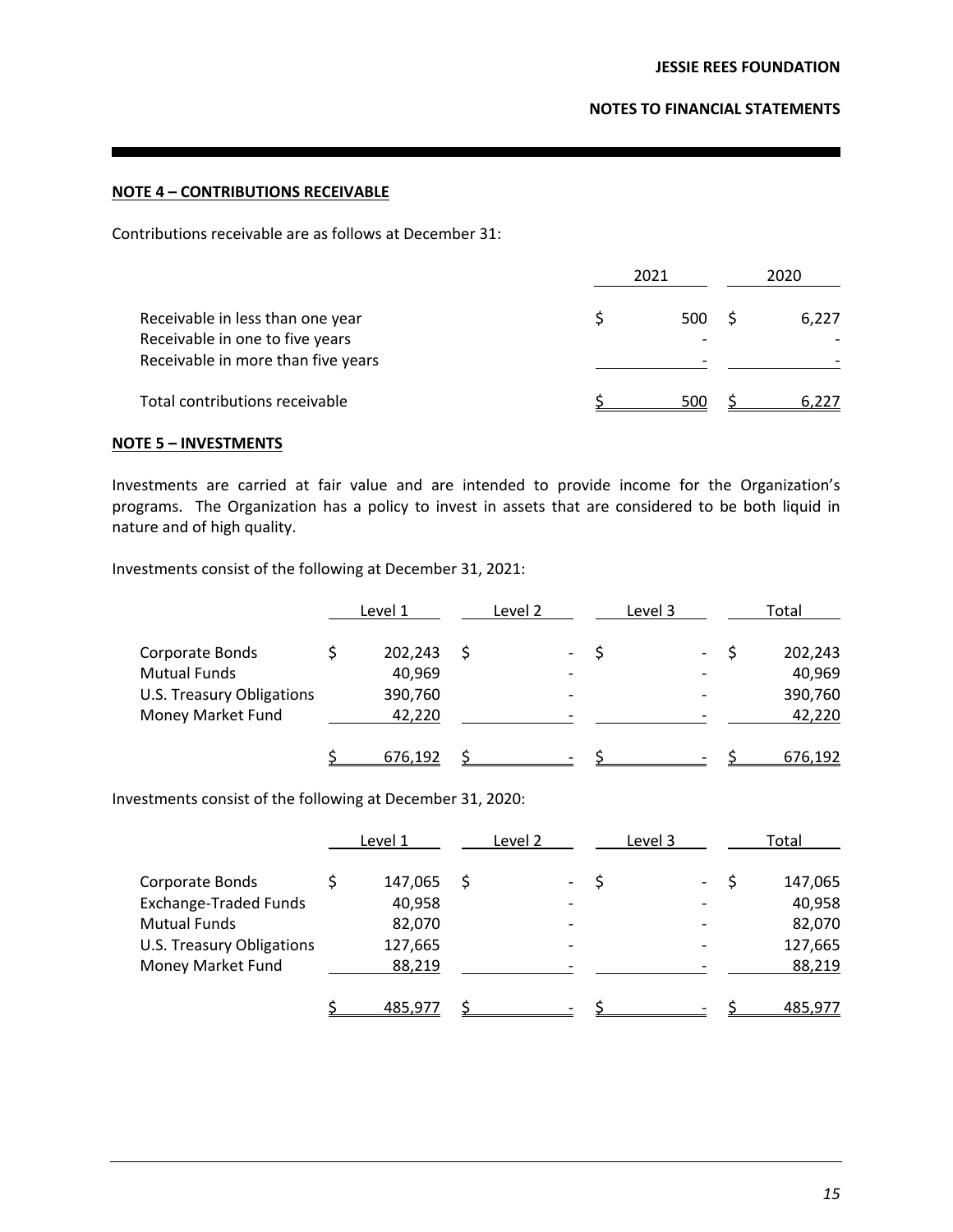## NOTE 4 – CONTRIBUTIONS RECEIVABLE

Contributions receivable are as follows at December 31:

| | 2021 | 2020 |
|---|---|---|
| Receivable in less than one year | $ 500 | $ 6,227 |
| Receivable in one to five years | - | - |
| Receivable in more than five years | - | - |
| Total contributions receivable | $ 500 | $ 6,227 |

## NOTE 5 – INVESTMENTS

Investments are carried at fair value and are intended to provide income for the Organization's programs. The Organization has a policy to invest in assets that are considered to be both liquid in nature and of high quality.

Investments consist of the following at December 31, 2021:

| | Level 1 | Level 2 | Level 3 | Total |
|---|---|---|---|---|
| Corporate Bonds | $ 202,243 | $ - | $ - | $ 202,243 |
| Mutual Funds | 40,969 | - | - | 40,969 |
| U.S. Treasury Obligations | 390,760 | - | - | 390,760 |
| Money Market Fund | 42,220 | - | - | 42,220 |
| | $ 676,192 | $ - | $ - | $ 676,192 |

Investments consist of the following at December 31, 2020:

| | Level 1 | Level 2 | Level 3 | Total |
|---|---|---|---|---|
| Corporate Bonds | $ 147,065 | $ - | $ - | $ 147,065 |
| Exchange-Traded Funds | 40,958 | - | - | 40,958 |
| Mutual Funds | 82,070 | - | - | 82,070 |
| U.S. Treasury Obligations | 127,665 | - | - | 127,665 |
| Money Market Fund | 88,219 | - | - | 88,219 |
| | $ 485,977 | $ - | $ - | $ 485,977 |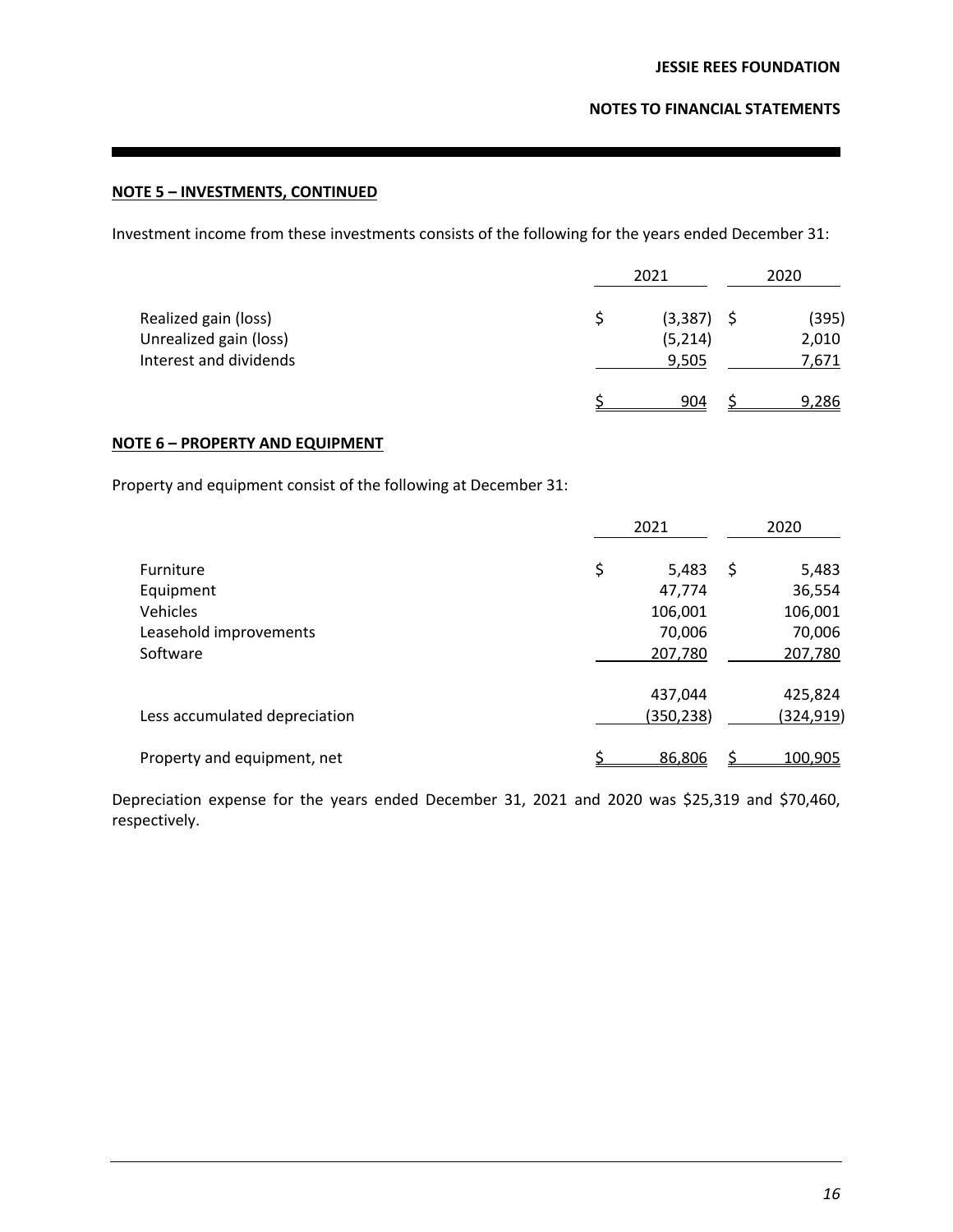## NOTE 5 – INVESTMENTS, CONTINUED

Investment income from these investments consists of the following for the years ended December 31:

| | 2021 | 2020 |
|---|---|---|
| Realized gain (loss) | $ (3,387) | $ (395) |
| Unrealized gain (loss) | (5,214) | 2,010 |
| Interest and dividends | 9,505 | 7,671 |
| | $ 904 | $ 9,286 |

## NOTE 6 – PROPERTY AND EQUIPMENT

Property and equipment consist of the following at December 31:

| | 2021 | 2020 |
|---|---|---|
| Furniture | $ 5,483 | $ 5,483 |
| Equipment | 47,774 | 36,554 |
| Vehicles | 106,001 | 106,001 |
| Leasehold improvements | 70,006 | 70,006 |
| Software | 207,780 | 207,780 |
| | 437,044 | 425,824 |
| Less accumulated depreciation | (350,238) | (324,919) |
| Property and equipment, net | $ 86,806 | $ 100,905 |

Depreciation expense for the years ended December 31, 2021 and 2020 was $25,319 and $70,460, respectively.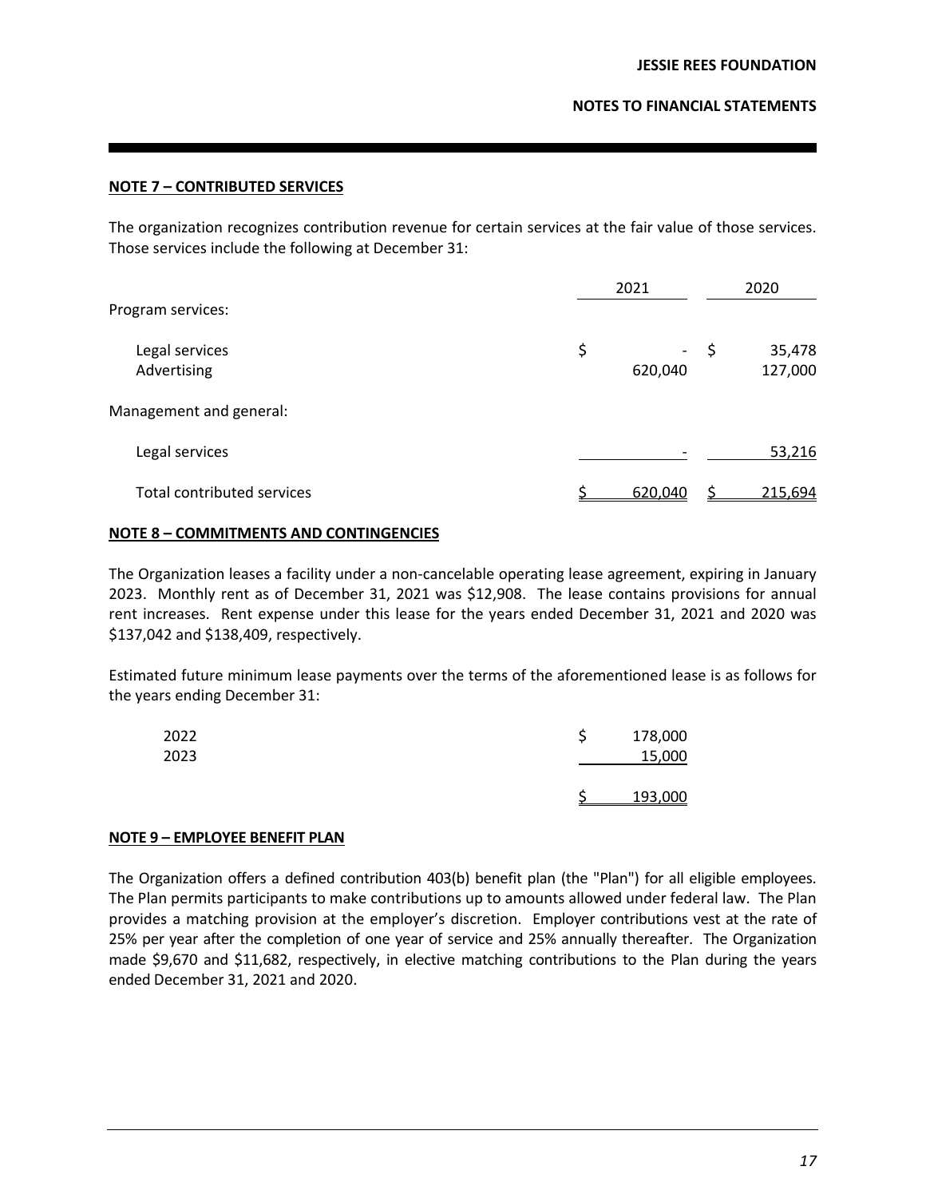## NOTE 7 – CONTRIBUTED SERVICES

The organization recognizes contribution revenue for certain services at the fair value of those services. Those services include the following at December 31:

| | 2021 | 2020 |
|---|---|---|
| Program services: | | |
| Legal services | $ - | $ 35,478 |
| Advertising | 620,040 | 127,000 |
| Management and general: | | |
| Legal services | - | 53,216 |
| Total contributed services | $ 620,040 | $ 215,694 |

## NOTE 8 – COMMITMENTS AND CONTINGENCIES

The Organization leases a facility under a non-cancelable operating lease agreement, expiring in January 2023. Monthly rent as of December 31, 2021 was $12,908. The lease contains provisions for annual rent increases. Rent expense under this lease for the years ended December 31, 2021 and 2020 was $137,042 and $138,409, respectively.

Estimated future minimum lease payments over the terms of the aforementioned lease is as follows for the years ending December 31:

| | |
|---|---|
| 2022 | $ 178,000 |
| 2023 | 15,000 |
| | $ 193,000 |

## NOTE 9 – EMPLOYEE BENEFIT PLAN

The Organization offers a defined contribution 403(b) benefit plan (the "Plan") for all eligible employees. The Plan permits participants to make contributions up to amounts allowed under federal law. The Plan provides a matching provision at the employer's discretion. Employer contributions vest at the rate of 25% per year after the completion of one year of service and 25% annually thereafter. The Organization made $9,670 and $11,682, respectively, in elective matching contributions to the Plan during the years ended December 31, 2021 and 2020.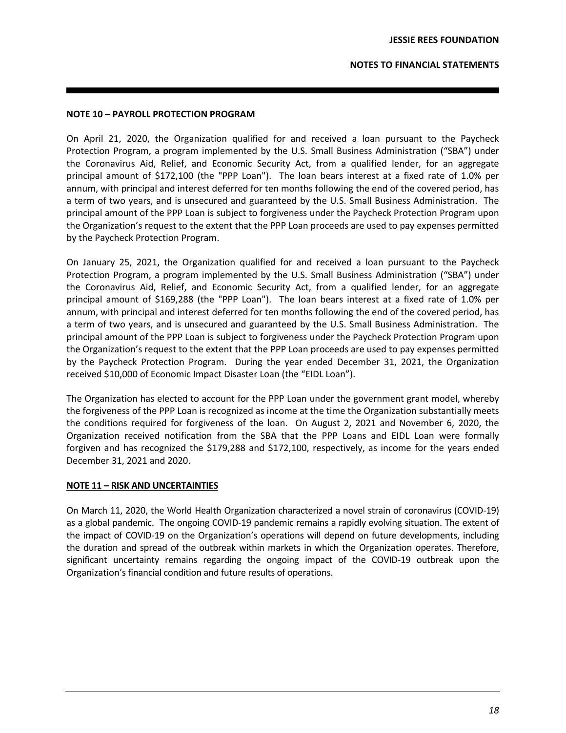## NOTE 10 – PAYROLL PROTECTION PROGRAM

On April 21, 2020, the Organization qualified for and received a loan pursuant to the Paycheck Protection Program, a program implemented by the U.S. Small Business Administration ("SBA") under the Coronavirus Aid, Relief, and Economic Security Act, from a qualified lender, for an aggregate principal amount of $172,100 (the "PPP Loan"). The loan bears interest at a fixed rate of 1.0% per annum, with principal and interest deferred for ten months following the end of the covered period, has a term of two years, and is unsecured and guaranteed by the U.S. Small Business Administration. The principal amount of the PPP Loan is subject to forgiveness under the Paycheck Protection Program upon the Organization's request to the extent that the PPP Loan proceeds are used to pay expenses permitted by the Paycheck Protection Program.

On January 25, 2021, the Organization qualified for and received a loan pursuant to the Paycheck Protection Program, a program implemented by the U.S. Small Business Administration ("SBA") under the Coronavirus Aid, Relief, and Economic Security Act, from a qualified lender, for an aggregate principal amount of $169,288 (the "PPP Loan"). The loan bears interest at a fixed rate of 1.0% per annum, with principal and interest deferred for ten months following the end of the covered period, has a term of two years, and is unsecured and guaranteed by the U.S. Small Business Administration. The principal amount of the PPP Loan is subject to forgiveness under the Paycheck Protection Program upon the Organization's request to the extent that the PPP Loan proceeds are used to pay expenses permitted by the Paycheck Protection Program. During the year ended December 31, 2021, the Organization received $10,000 of Economic Impact Disaster Loan (the "EIDL Loan").

The Organization has elected to account for the PPP Loan under the government grant model, whereby the forgiveness of the PPP Loan is recognized as income at the time the Organization substantially meets the conditions required for forgiveness of the loan. On August 2, 2021 and November 6, 2020, the Organization received notification from the SBA that the PPP Loans and EIDL Loan were formally forgiven and has recognized the $179,288 and $172,100, respectively, as income for the years ended December 31, 2021 and 2020.

## NOTE 11 – RISK AND UNCERTAINTIES

On March 11, 2020, the World Health Organization characterized a novel strain of coronavirus (COVID-19) as a global pandemic. The ongoing COVID-19 pandemic remains a rapidly evolving situation. The extent of the impact of COVID-19 on the Organization's operations will depend on future developments, including the duration and spread of the outbreak within markets in which the Organization operates. Therefore, significant uncertainty remains regarding the ongoing impact of the COVID-19 outbreak upon the Organization's financial condition and future results of operations.